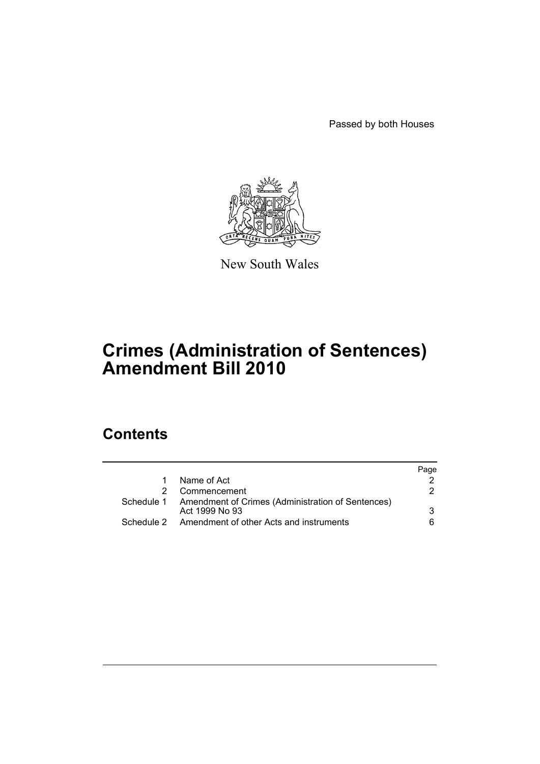Passed by both Houses

New South Wales

# Crimes (Administration of Sentences) Amendment Bill 2010

## Contents

| | | Page |
|---|---|---|
| 1 | Name of Act | 2 |
| 2 | Commencement | 2 |
| Schedule 1 | Amendment of Crimes (Administration of Sentences) Act 1999 No 93 | 3 |
| Schedule 2 | Amendment of other Acts and instruments | 6 |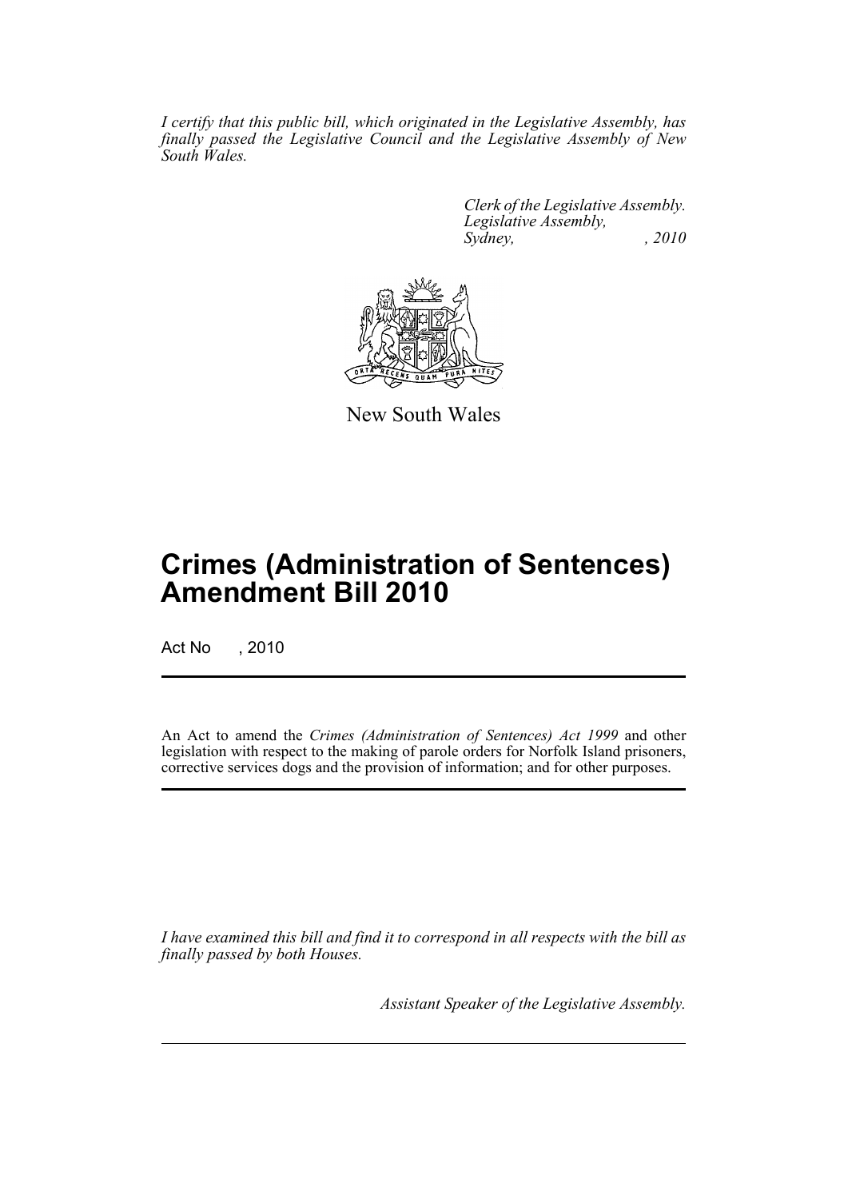*I certify that this public bill, which originated in the Legislative Assembly, has finally passed the Legislative Council and the Legislative Assembly of New South Wales.*

*Clerk of the Legislative Assembly.*
*Legislative Assembly,*
*Sydney, , 2010*

New South Wales

# Crimes (Administration of Sentences) Amendment Bill 2010

Act No , 2010

An Act to amend the *Crimes (Administration of Sentences) Act 1999* and other legislation with respect to the making of parole orders for Norfolk Island prisoners, corrective services dogs and the provision of information; and for other purposes.

*I have examined this bill and find it to correspond in all respects with the bill as finally passed by both Houses.*

*Assistant Speaker of the Legislative Assembly.*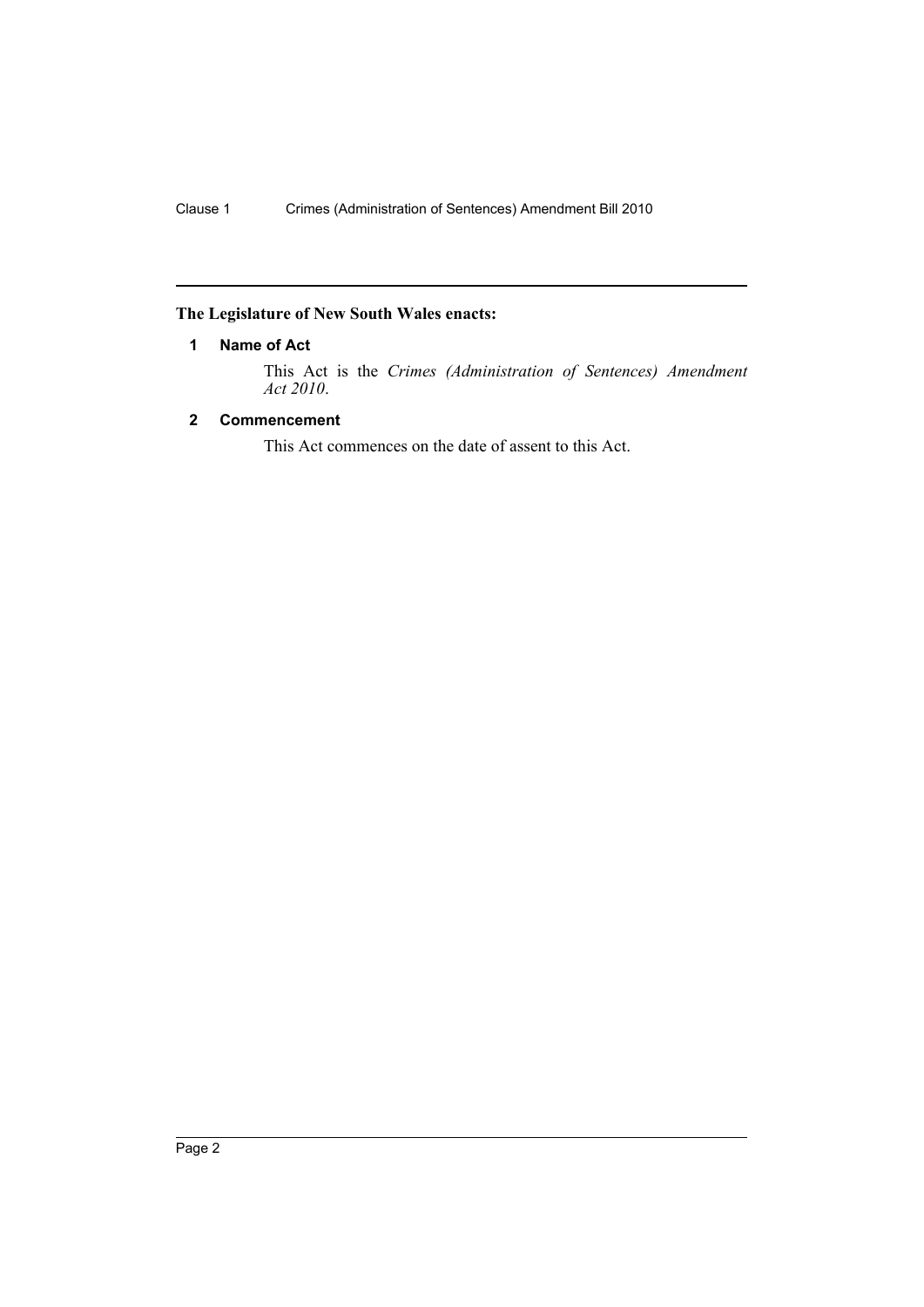**The Legislature of New South Wales enacts:**

### 1 Name of Act

This Act is the *Crimes (Administration of Sentences) Amendment Act 2010*.

### 2 Commencement

This Act commences on the date of assent to this Act.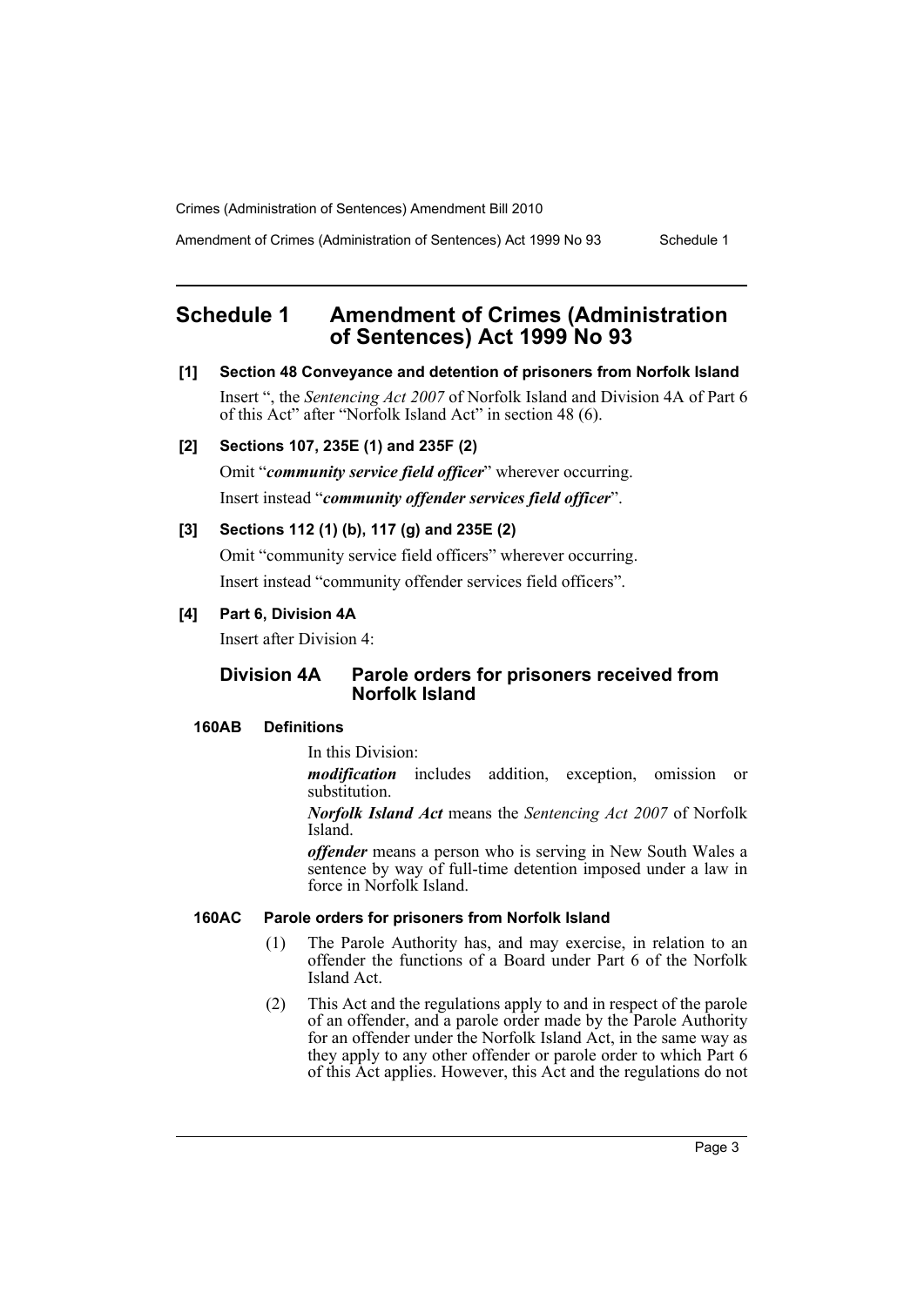## Schedule 1 Amendment of Crimes (Administration of Sentences) Act 1999 No 93

### [1] Section 48 Conveyance and detention of prisoners from Norfolk Island

Insert ", the *Sentencing Act 2007* of Norfolk Island and Division 4A of Part 6 of this Act" after "Norfolk Island Act" in section 48 (6).

### [2] Sections 107, 235E (1) and 235F (2)

Omit "***community service field officer***" wherever occurring.

Insert instead "***community offender services field officer***".

### [3] Sections 112 (1) (b), 117 (g) and 235E (2)

Omit "community service field officers" wherever occurring.

Insert instead "community offender services field officers".

### [4] Part 6, Division 4A

Insert after Division 4:

#### Division 4A Parole orders for prisoners received from Norfolk Island

**160AB Definitions**

In this Division:

***modification*** includes addition, exception, omission or substitution.

***Norfolk Island Act*** means the *Sentencing Act 2007* of Norfolk Island.

***offender*** means a person who is serving in New South Wales a sentence by way of full-time detention imposed under a law in force in Norfolk Island.

**160AC Parole orders for prisoners from Norfolk Island**

(1) The Parole Authority has, and may exercise, in relation to an offender the functions of a Board under Part 6 of the Norfolk Island Act.

(2) This Act and the regulations apply to and in respect of the parole of an offender, and a parole order made by the Parole Authority for an offender under the Norfolk Island Act, in the same way as they apply to any other offender or parole order to which Part 6 of this Act applies. However, this Act and the regulations do not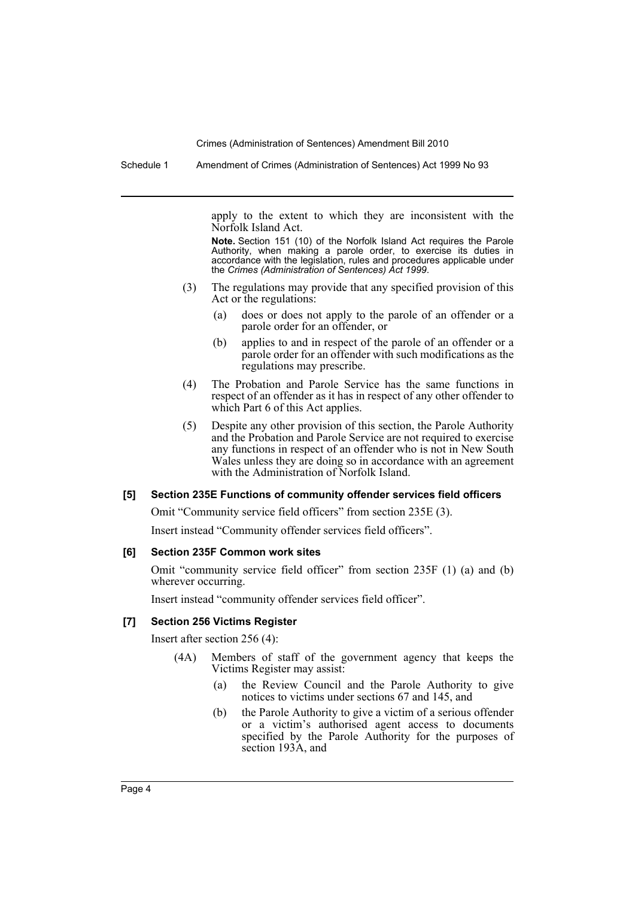apply to the extent to which they are inconsistent with the Norfolk Island Act.

**Note.** Section 151 (10) of the Norfolk Island Act requires the Parole Authority, when making a parole order, to exercise its duties in accordance with the legislation, rules and procedures applicable under the *Crimes (Administration of Sentences) Act 1999*.

(3) The regulations may provide that any specified provision of this Act or the regulations:

(a) does or does not apply to the parole of an offender or a parole order for an offender, or

(b) applies to and in respect of the parole of an offender or a parole order for an offender with such modifications as the regulations may prescribe.

(4) The Probation and Parole Service has the same functions in respect of an offender as it has in respect of any other offender to which Part 6 of this Act applies.

(5) Despite any other provision of this section, the Parole Authority and the Probation and Parole Service are not required to exercise any functions in respect of an offender who is not in New South Wales unless they are doing so in accordance with an agreement with the Administration of Norfolk Island.

#### [5] Section 235E Functions of community offender services field officers

Omit "Community service field officers" from section 235E (3).

Insert instead "Community offender services field officers".

#### [6] Section 235F Common work sites

Omit "community service field officer" from section 235F (1) (a) and (b) wherever occurring.

Insert instead "community offender services field officer".

#### [7] Section 256 Victims Register

Insert after section 256 (4):

(4A) Members of staff of the government agency that keeps the Victims Register may assist:

(a) the Review Council and the Parole Authority to give notices to victims under sections 67 and 145, and

(b) the Parole Authority to give a victim of a serious offender or a victim's authorised agent access to documents specified by the Parole Authority for the purposes of section 193A, and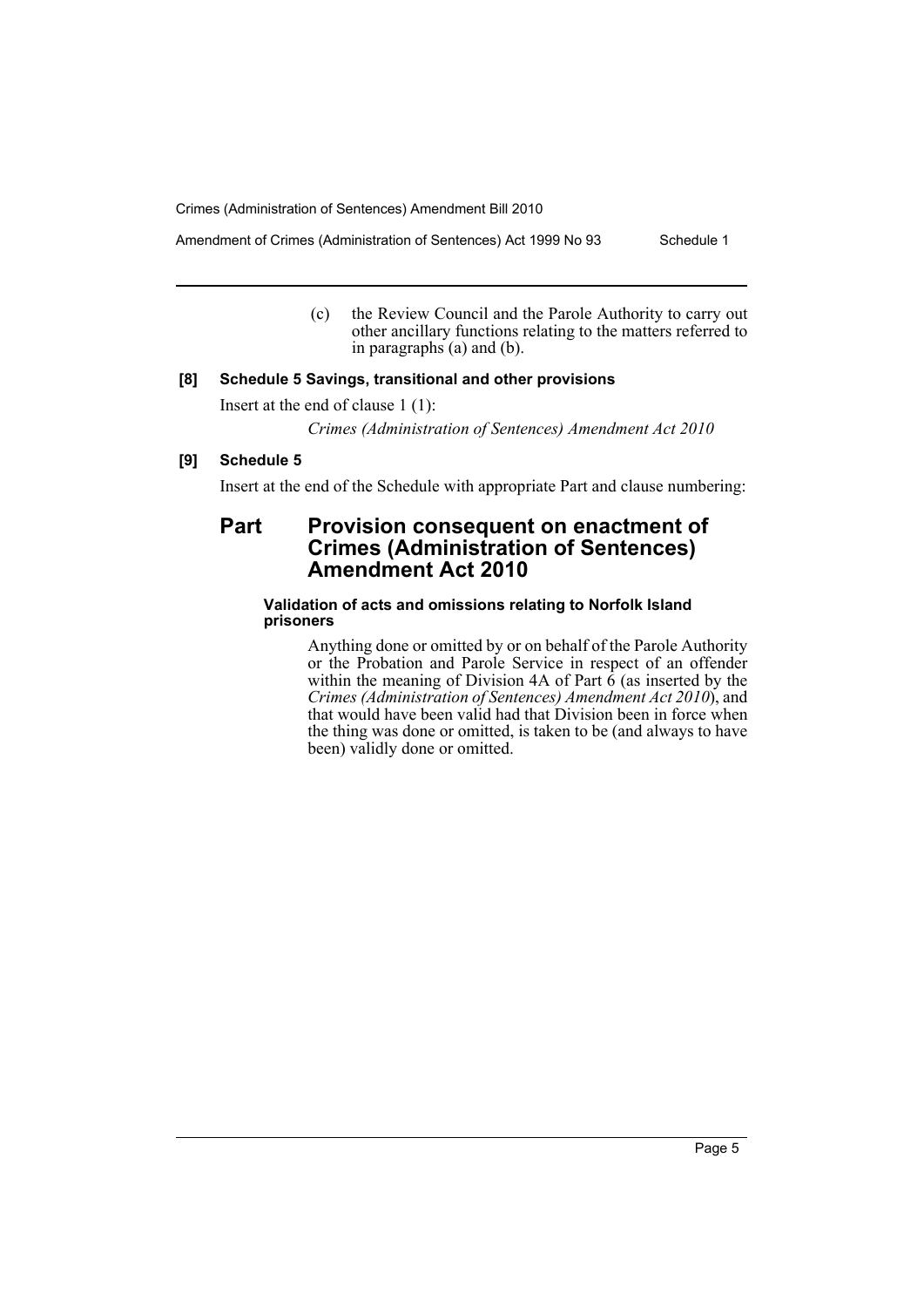(c) the Review Council and the Parole Authority to carry out other ancillary functions relating to the matters referred to in paragraphs (a) and (b).

**[8] Schedule 5 Savings, transitional and other provisions**

Insert at the end of clause 1 (1):

*Crimes (Administration of Sentences) Amendment Act 2010*

**[9] Schedule 5**

Insert at the end of the Schedule with appropriate Part and clause numbering:

## Part Provision consequent on enactment of Crimes (Administration of Sentences) Amendment Act 2010

#### Validation of acts and omissions relating to Norfolk Island prisoners

Anything done or omitted by or on behalf of the Parole Authority or the Probation and Parole Service in respect of an offender within the meaning of Division 4A of Part 6 (as inserted by the *Crimes (Administration of Sentences) Amendment Act 2010*), and that would have been valid had that Division been in force when the thing was done or omitted, is taken to be (and always to have been) validly done or omitted.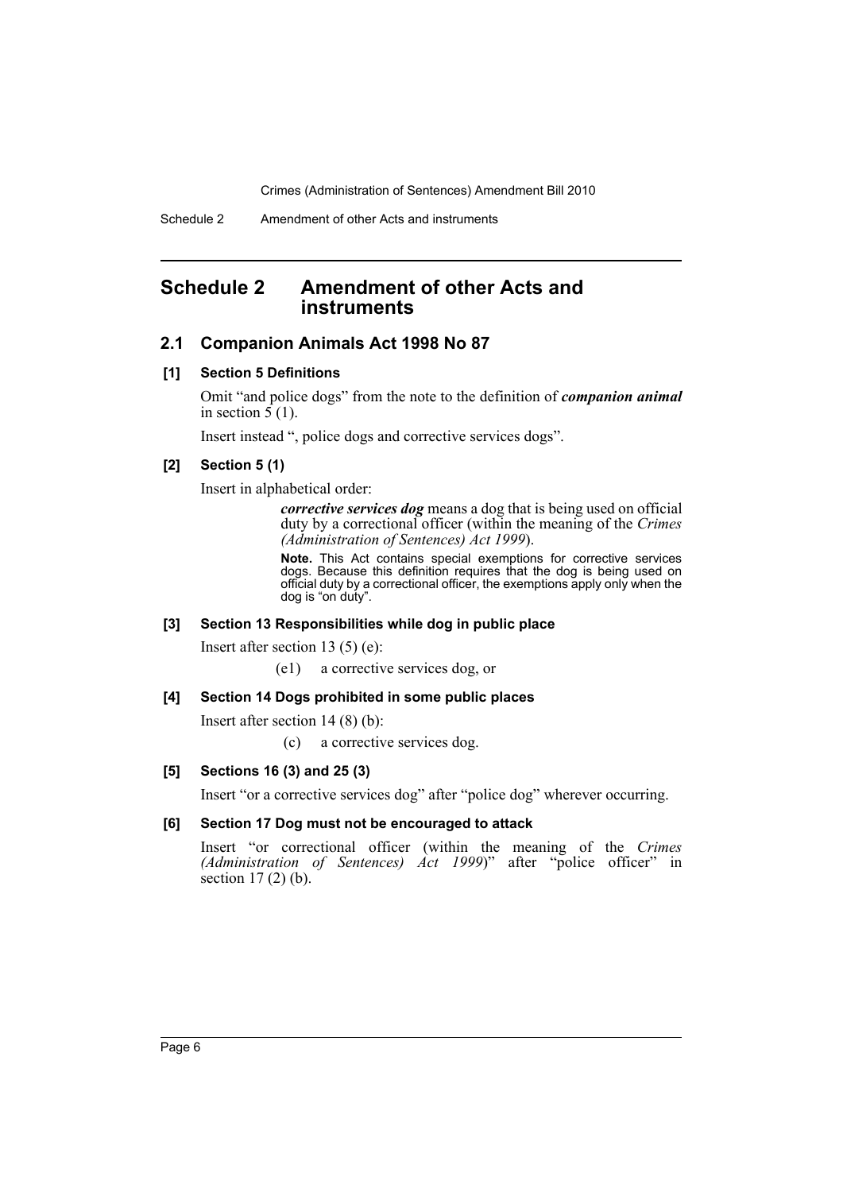## Schedule 2 Amendment of other Acts and instruments

### 2.1 Companion Animals Act 1998 No 87

**[1] Section 5 Definitions**

Omit "and police dogs" from the note to the definition of ***companion animal*** in section 5 (1).

Insert instead ", police dogs and corrective services dogs".

**[2] Section 5 (1)**

Insert in alphabetical order:

> ***corrective services dog*** means a dog that is being used on official duty by a correctional officer (within the meaning of the *Crimes (Administration of Sentences) Act 1999*).
>
> **Note.** This Act contains special exemptions for corrective services dogs. Because this definition requires that the dog is being used on official duty by a correctional officer, the exemptions apply only when the dog is "on duty".

**[3] Section 13 Responsibilities while dog in public place**

Insert after section 13 (5) (e):

> (e1) a corrective services dog, or

**[4] Section 14 Dogs prohibited in some public places**

Insert after section 14 (8) (b):

> (c) a corrective services dog.

**[5] Sections 16 (3) and 25 (3)**

Insert "or a corrective services dog" after "police dog" wherever occurring.

**[6] Section 17 Dog must not be encouraged to attack**

Insert "or correctional officer (within the meaning of the *Crimes (Administration of Sentences) Act 1999*)" after "police officer" in section 17 (2) (b).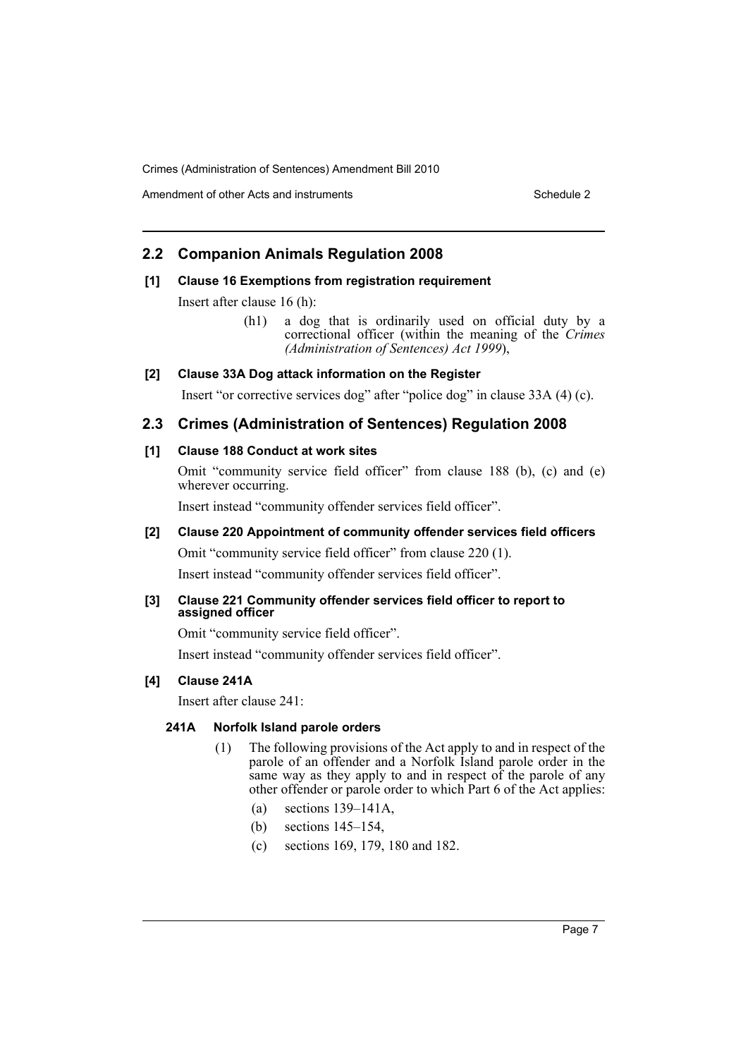## 2.2 Companion Animals Regulation 2008

### [1] Clause 16 Exemptions from registration requirement

Insert after clause 16 (h):

> (h1) a dog that is ordinarily used on official duty by a correctional officer (within the meaning of the *Crimes (Administration of Sentences) Act 1999*),

### [2] Clause 33A Dog attack information on the Register

Insert "or corrective services dog" after "police dog" in clause 33A (4) (c).

## 2.3 Crimes (Administration of Sentences) Regulation 2008

### [1] Clause 188 Conduct at work sites

Omit "community service field officer" from clause 188 (b), (c) and (e) wherever occurring.

Insert instead "community offender services field officer".

### [2] Clause 220 Appointment of community offender services field officers

Omit "community service field officer" from clause 220 (1).

Insert instead "community offender services field officer".

### [3] Clause 221 Community offender services field officer to report to assigned officer

Omit "community service field officer".

Insert instead "community offender services field officer".

### [4] Clause 241A

Insert after clause 241:

#### 241A Norfolk Island parole orders

(1) The following provisions of the Act apply to and in respect of the parole of an offender and a Norfolk Island parole order in the same way as they apply to and in respect of the parole of any other offender or parole order to which Part 6 of the Act applies:

- (a) sections 139–141A,
- (b) sections 145–154,
- (c) sections 169, 179, 180 and 182.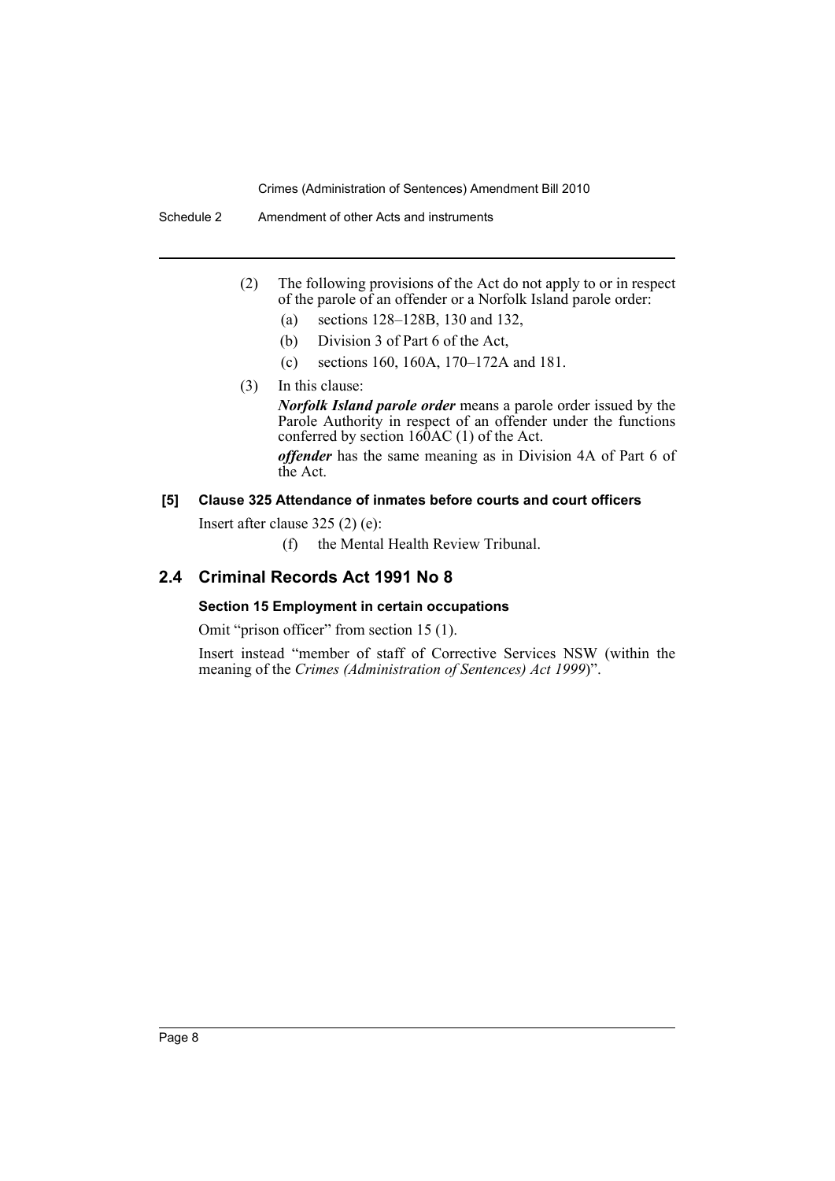(2) The following provisions of the Act do not apply to or in respect of the parole of an offender or a Norfolk Island parole order:

(a) sections 128–128B, 130 and 132,

(b) Division 3 of Part 6 of the Act,

(c) sections 160, 160A, 170–172A and 181.

(3) In this clause:

***Norfolk Island parole order*** means a parole order issued by the Parole Authority in respect of an offender under the functions conferred by section 160AC (1) of the Act.

***offender*** has the same meaning as in Division 4A of Part 6 of the Act.

**[5] Clause 325 Attendance of inmates before courts and court officers**

Insert after clause 325 (2) (e):

(f) the Mental Health Review Tribunal.

## 2.4 Criminal Records Act 1991 No 8

### Section 15 Employment in certain occupations

Omit "prison officer" from section 15 (1).

Insert instead "member of staff of Corrective Services NSW (within the meaning of the *Crimes (Administration of Sentences) Act 1999*)".